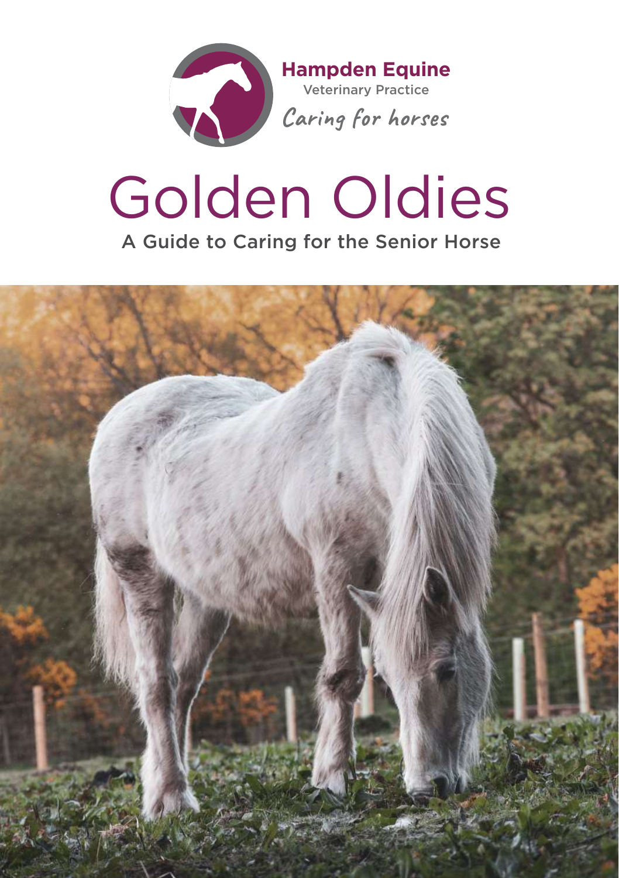**Hampden Equine**
Veterinary Practice
*Caring for horses*

# Golden Oldies

## A Guide to Caring for the Senior Horse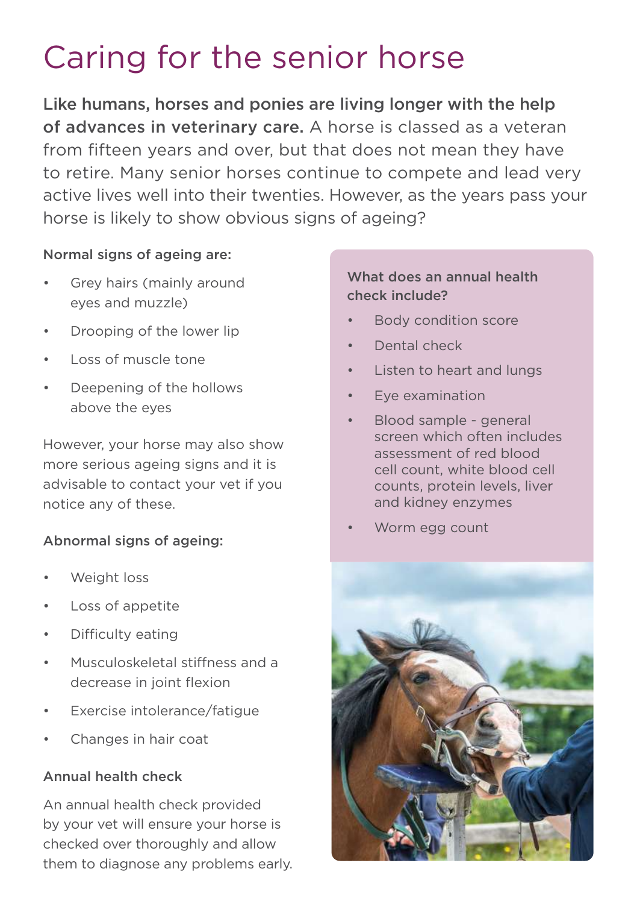# Caring for the senior horse

**Like humans, horses and ponies are living longer with the help of advances in veterinary care.** A horse is classed as a veteran from fifteen years and over, but that does not mean they have to retire. Many senior horses continue to compete and lead very active lives well into their twenties. However, as the years pass your horse is likely to show obvious signs of ageing?

**Normal signs of ageing are:**

- Grey hairs (mainly around eyes and muzzle)
- Drooping of the lower lip
- Loss of muscle tone
- Deepening of the hollows above the eyes

However, your horse may also show more serious ageing signs and it is advisable to contact your vet if you notice any of these.

**Abnormal signs of ageing:**

- Weight loss
- Loss of appetite
- Difficulty eating
- Musculoskeletal stiffness and a decrease in joint flexion
- Exercise intolerance/fatigue
- Changes in hair coat

**Annual health check**

An annual health check provided by your vet will ensure your horse is checked over thoroughly and allow them to diagnose any problems early.

**What does an annual health check include?**

- Body condition score
- Dental check
- Listen to heart and lungs
- Eye examination
- Blood sample - general screen which often includes assessment of red blood cell count, white blood cell counts, protein levels, liver and kidney enzymes
- Worm egg count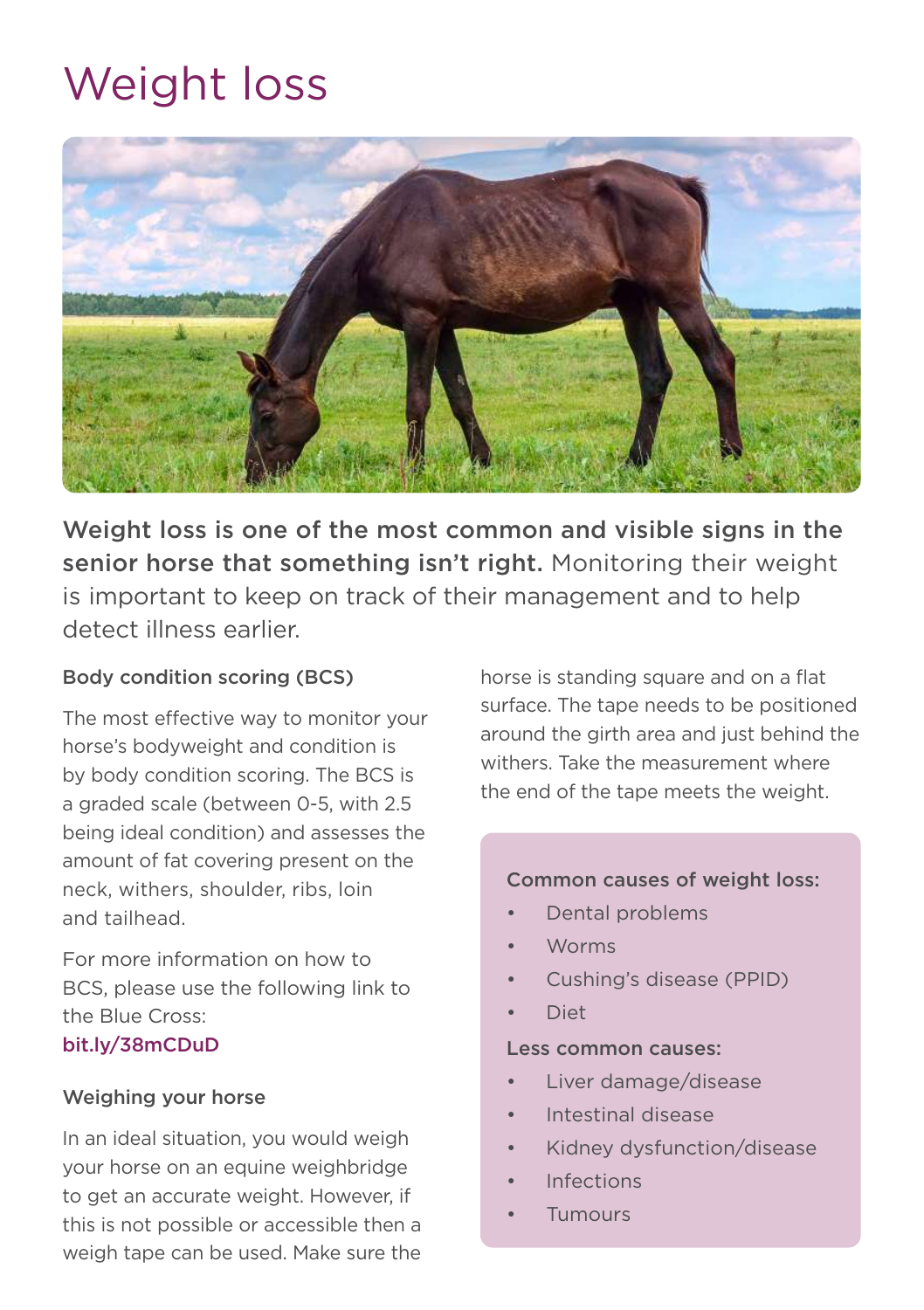# Weight loss

**Weight loss is one of the most common and visible signs in the senior horse that something isn't right.** Monitoring their weight is important to keep on track of their management and to help detect illness earlier.

### Body condition scoring (BCS)

The most effective way to monitor your horse's bodyweight and condition is by body condition scoring. The BCS is a graded scale (between 0-5, with 2.5 being ideal condition) and assesses the amount of fat covering present on the neck, withers, shoulder, ribs, loin and tailhead.

For more information on how to BCS, please use the following link to the Blue Cross: bit.ly/38mCDuD

### Weighing your horse

In an ideal situation, you would weigh your horse on an equine weighbridge to get an accurate weight. However, if this is not possible or accessible then a weigh tape can be used. Make sure the horse is standing square and on a flat surface. The tape needs to be positioned around the girth area and just behind the withers. Take the measurement where the end of the tape meets the weight.

**Common causes of weight loss:**

- Dental problems
- Worms
- Cushing's disease (PPID)
- Diet

**Less common causes:**

- Liver damage/disease
- Intestinal disease
- Kidney dysfunction/disease
- Infections
- Tumours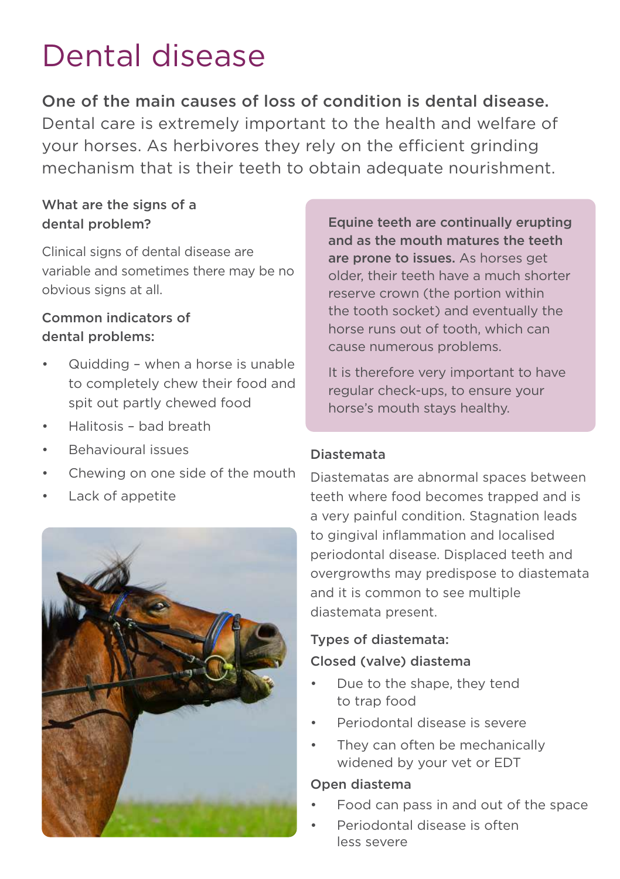# Dental disease

**One of the main causes of loss of condition is dental disease.** Dental care is extremely important to the health and welfare of your horses. As herbivores they rely on the efficient grinding mechanism that is their teeth to obtain adequate nourishment.

### What are the signs of a dental problem?

Clinical signs of dental disease are variable and sometimes there may be no obvious signs at all.

### Common indicators of dental problems:

- Quidding – when a horse is unable to completely chew their food and spit out partly chewed food
- Halitosis – bad breath
- Behavioural issues
- Chewing on one side of the mouth
- Lack of appetite

**Equine teeth are continually erupting and as the mouth matures the teeth are prone to issues.** As horses get older, their teeth have a much shorter reserve crown (the portion within the tooth socket) and eventually the horse runs out of tooth, which can cause numerous problems.

It is therefore very important to have regular check-ups, to ensure your horse's mouth stays healthy.

### Diastemata

Diastematas are abnormal spaces between teeth where food becomes trapped and is a very painful condition. Stagnation leads to gingival inflammation and localised periodontal disease. Displaced teeth and overgrowths may predispose to diastemata and it is common to see multiple diastemata present.

### Types of diastemata:

#### Closed (valve) diastema

- Due to the shape, they tend to trap food
- Periodontal disease is severe
- They can often be mechanically widened by your vet or EDT

#### Open diastema

- Food can pass in and out of the space
- Periodontal disease is often less severe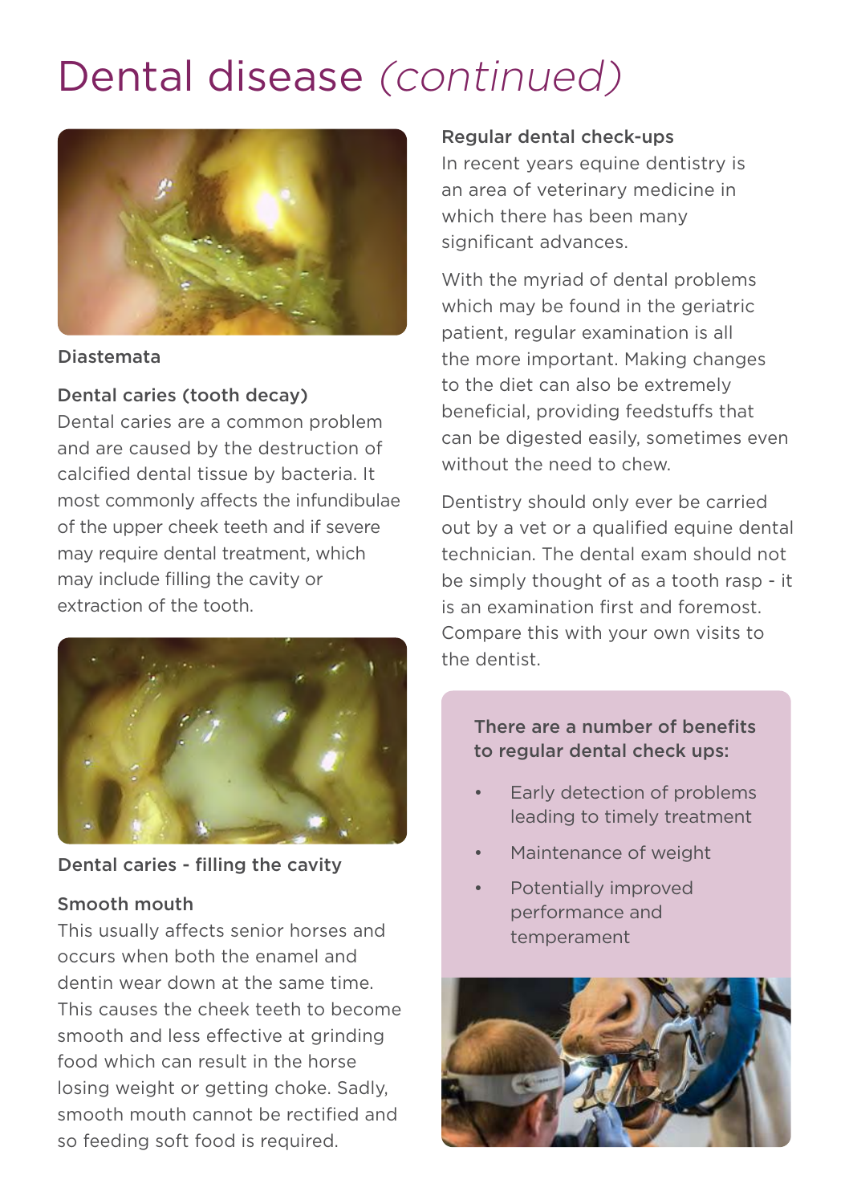# Dental disease *(continued)*

Diastemata

**Dental caries (tooth decay)**

Dental caries are a common problem and are caused by the destruction of calcified dental tissue by bacteria. It most commonly affects the infundibulae of the upper cheek teeth and if severe may require dental treatment, which may include filling the cavity or extraction of the tooth.

Dental caries - filling the cavity

**Smooth mouth**

This usually affects senior horses and occurs when both the enamel and dentin wear down at the same time. This causes the cheek teeth to become smooth and less effective at grinding food which can result in the horse losing weight or getting choke. Sadly, smooth mouth cannot be rectified and so feeding soft food is required.

**Regular dental check-ups**

In recent years equine dentistry is an area of veterinary medicine in which there has been many significant advances.

With the myriad of dental problems which may be found in the geriatric patient, regular examination is all the more important. Making changes to the diet can also be extremely beneficial, providing feedstuffs that can be digested easily, sometimes even without the need to chew.

Dentistry should only ever be carried out by a vet or a qualified equine dental technician. The dental exam should not be simply thought of as a tooth rasp - it is an examination first and foremost. Compare this with your own visits to the dentist.

**There are a number of benefits to regular dental check ups:**

- Early detection of problems leading to timely treatment
- Maintenance of weight
- Potentially improved performance and temperament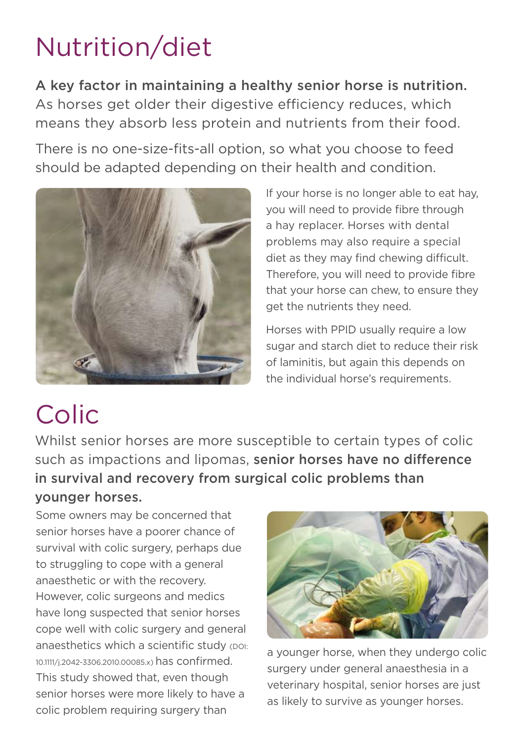# Nutrition/diet

**A key factor in maintaining a healthy senior horse is nutrition.** As horses get older their digestive efficiency reduces, which means they absorb less protein and nutrients from their food.

There is no one-size-fits-all option, so what you choose to feed should be adapted depending on their health and condition.

If your horse is no longer able to eat hay, you will need to provide fibre through a hay replacer. Horses with dental problems may also require a special diet as they may find chewing difficult. Therefore, you will need to provide fibre that your horse can chew, to ensure they get the nutrients they need.

Horses with PPID usually require a low sugar and starch diet to reduce their risk of laminitis, but again this depends on the individual horse's requirements.

# Colic

Whilst senior horses are more susceptible to certain types of colic such as impactions and lipomas, **senior horses have no difference in survival and recovery from surgical colic problems than younger horses.**

Some owners may be concerned that senior horses have a poorer chance of survival with colic surgery, perhaps due to struggling to cope with a general anaesthetic or with the recovery. However, colic surgeons and medics have long suspected that senior horses cope well with colic surgery and general anaesthetics which a scientific study (DOI: 10.1111/j.2042-3306.2010.00085.x) has confirmed. This study showed that, even though senior horses were more likely to have a colic problem requiring surgery than a younger horse, when they undergo colic surgery under general anaesthesia in a veterinary hospital, senior horses are just as likely to survive as younger horses.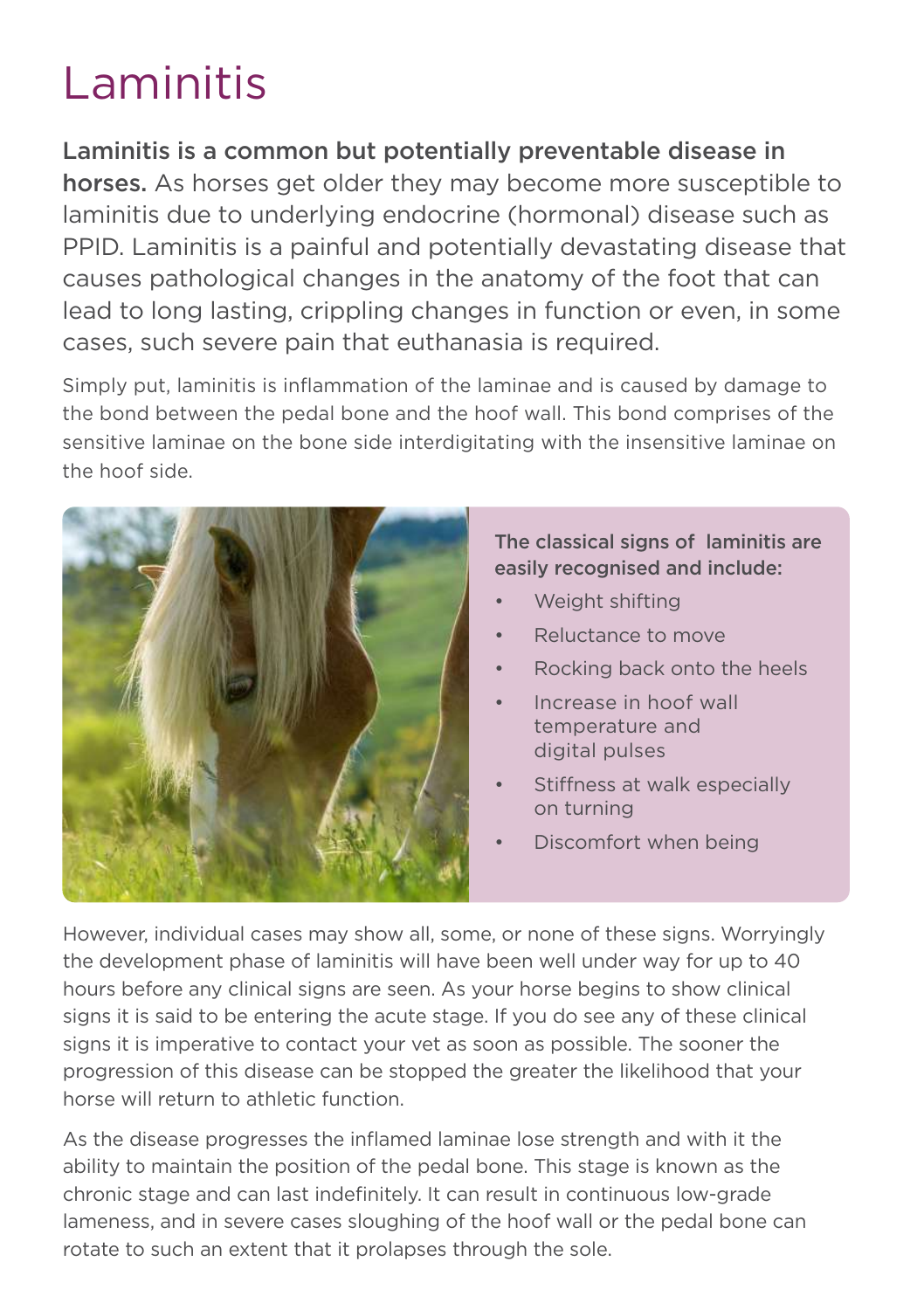# Laminitis

**Laminitis is a common but potentially preventable disease in horses.** As horses get older they may become more susceptible to laminitis due to underlying endocrine (hormonal) disease such as PPID. Laminitis is a painful and potentially devastating disease that causes pathological changes in the anatomy of the foot that can lead to long lasting, crippling changes in function or even, in some cases, such severe pain that euthanasia is required.

Simply put, laminitis is inflammation of the laminae and is caused by damage to the bond between the pedal bone and the hoof wall. This bond comprises of the sensitive laminae on the bone side interdigitating with the insensitive laminae on the hoof side.

**The classical signs of laminitis are easily recognised and include:**

- Weight shifting
- Reluctance to move
- Rocking back onto the heels
- Increase in hoof wall temperature and digital pulses
- Stiffness at walk especially on turning
- Discomfort when being

However, individual cases may show all, some, or none of these signs. Worryingly the development phase of laminitis will have been well under way for up to 40 hours before any clinical signs are seen. As your horse begins to show clinical signs it is said to be entering the acute stage. If you do see any of these clinical signs it is imperative to contact your vet as soon as possible. The sooner the progression of this disease can be stopped the greater the likelihood that your horse will return to athletic function.

As the disease progresses the inflamed laminae lose strength and with it the ability to maintain the position of the pedal bone. This stage is known as the chronic stage and can last indefinitely. It can result in continuous low-grade lameness, and in severe cases sloughing of the hoof wall or the pedal bone can rotate to such an extent that it prolapses through the sole.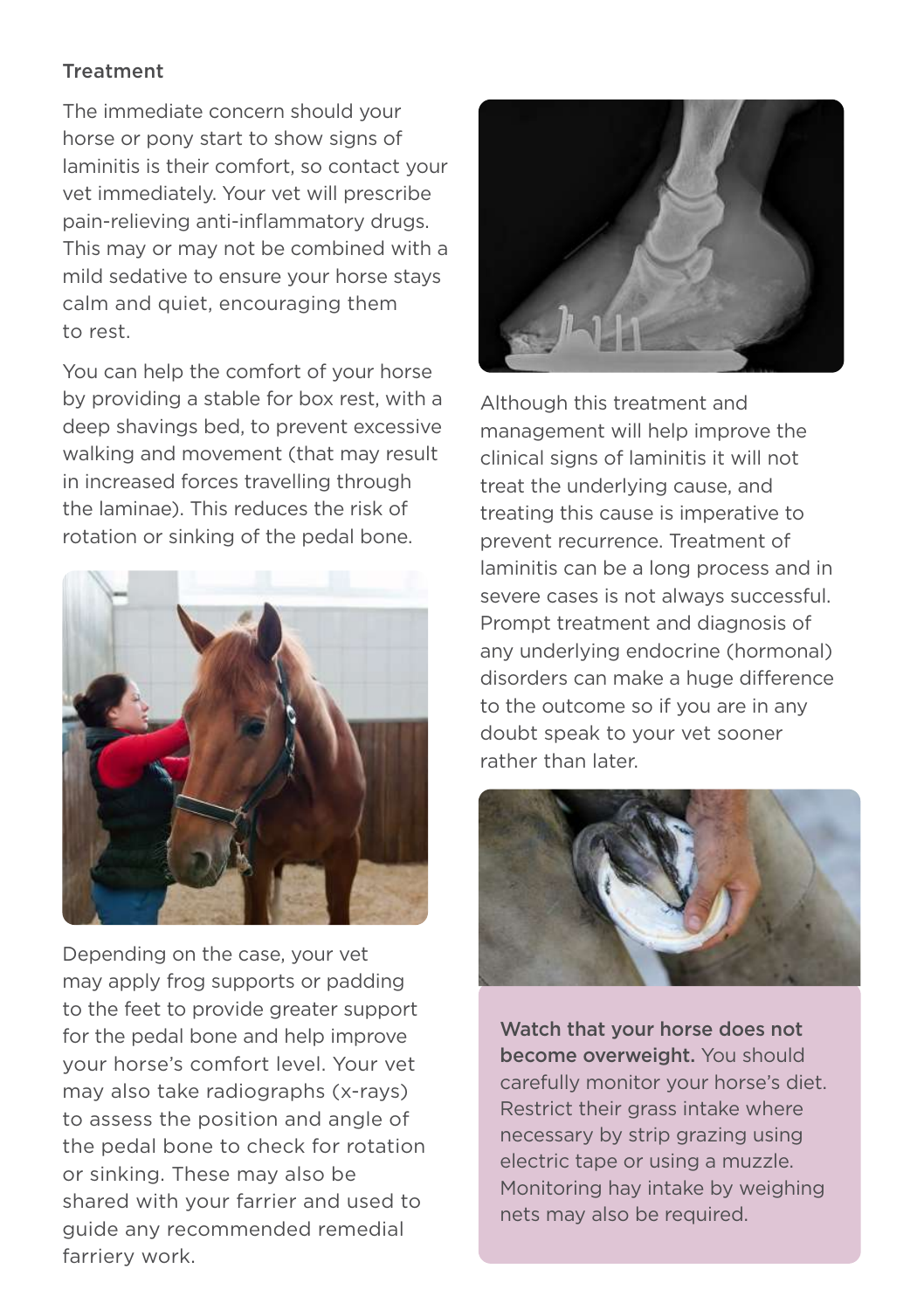## Treatment

The immediate concern should your horse or pony start to show signs of laminitis is their comfort, so contact your vet immediately. Your vet will prescribe pain-relieving anti-inflammatory drugs. This may or may not be combined with a mild sedative to ensure your horse stays calm and quiet, encouraging them to rest.

You can help the comfort of your horse by providing a stable for box rest, with a deep shavings bed, to prevent excessive walking and movement (that may result in increased forces travelling through the laminae). This reduces the risk of rotation or sinking of the pedal bone.

Depending on the case, your vet may apply frog supports or padding to the feet to provide greater support for the pedal bone and help improve your horse's comfort level. Your vet may also take radiographs (x-rays) to assess the position and angle of the pedal bone to check for rotation or sinking. These may also be shared with your farrier and used to guide any recommended remedial farriery work.

Although this treatment and management will help improve the clinical signs of laminitis it will not treat the underlying cause, and treating this cause is imperative to prevent recurrence. Treatment of laminitis can be a long process and in severe cases is not always successful. Prompt treatment and diagnosis of any underlying endocrine (hormonal) disorders can make a huge difference to the outcome so if you are in any doubt speak to your vet sooner rather than later.

**Watch that your horse does not become overweight.** You should carefully monitor your horse's diet. Restrict their grass intake where necessary by strip grazing using electric tape or using a muzzle. Monitoring hay intake by weighing nets may also be required.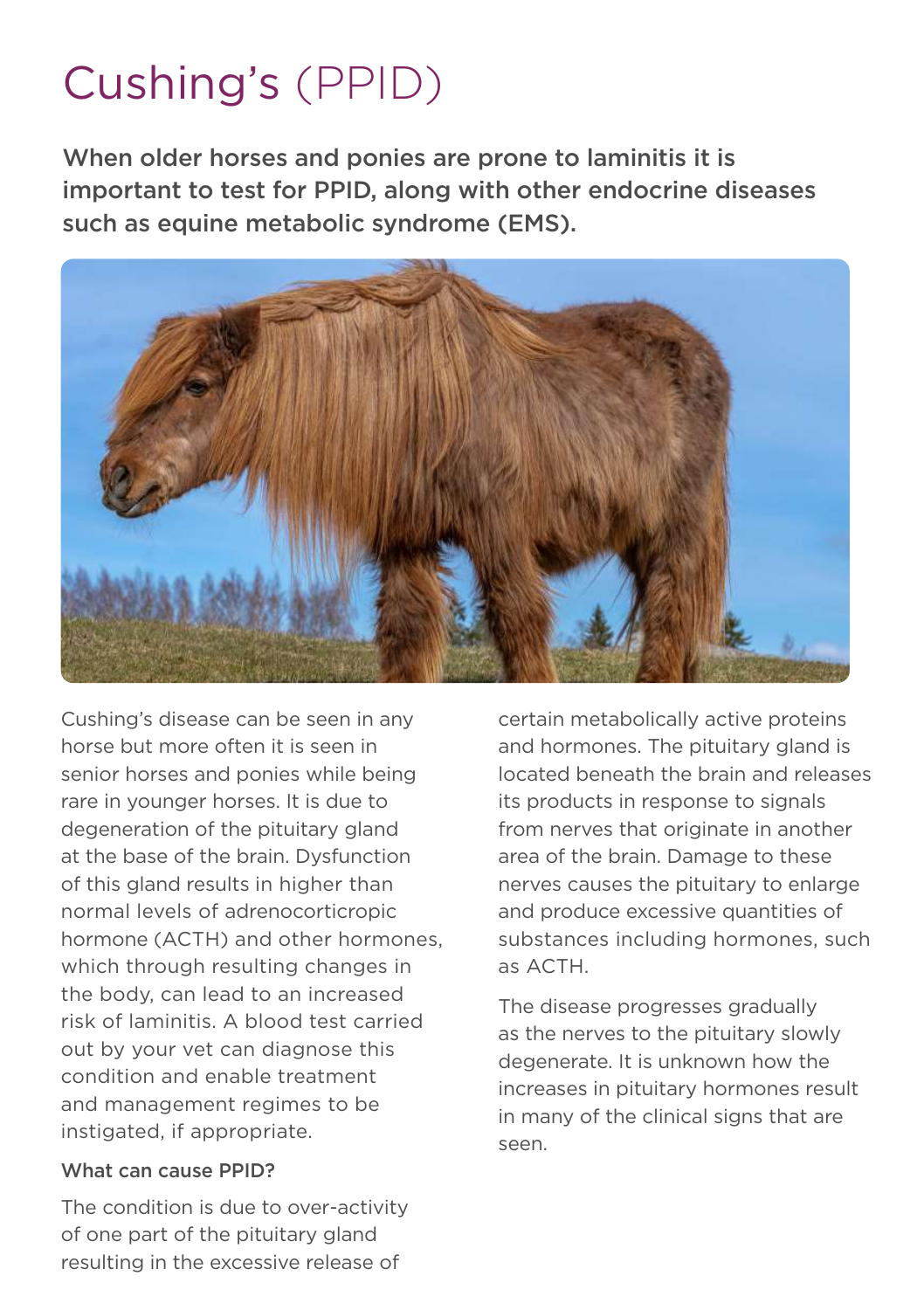# Cushing's (PPID)

**When older horses and ponies are prone to laminitis it is important to test for PPID, along with other endocrine diseases such as equine metabolic syndrome (EMS).**

Cushing's disease can be seen in any horse but more often it is seen in senior horses and ponies while being rare in younger horses. It is due to degeneration of the pituitary gland at the base of the brain. Dysfunction of this gland results in higher than normal levels of adrenocorticropic hormone (ACTH) and other hormones, which through resulting changes in the body, can lead to an increased risk of laminitis. A blood test carried out by your vet can diagnose this condition and enable treatment and management regimes to be instigated, if appropriate.

### What can cause PPID?

The condition is due to over-activity of one part of the pituitary gland resulting in the excessive release of certain metabolically active proteins and hormones. The pituitary gland is located beneath the brain and releases its products in response to signals from nerves that originate in another area of the brain. Damage to these nerves causes the pituitary to enlarge and produce excessive quantities of substances including hormones, such as ACTH.

The disease progresses gradually as the nerves to the pituitary slowly degenerate. It is unknown how the increases in pituitary hormones result in many of the clinical signs that are seen.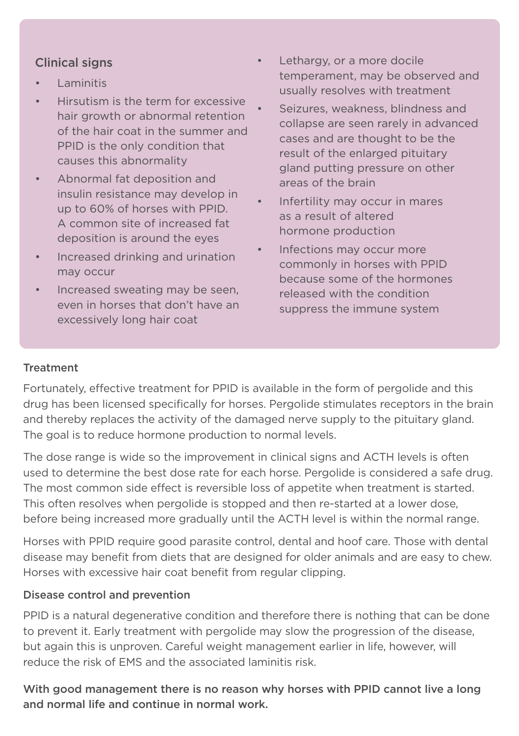### Clinical signs

- Laminitis
- Hirsutism is the term for excessive hair growth or abnormal retention of the hair coat in the summer and PPID is the only condition that causes this abnormality
- Abnormal fat deposition and insulin resistance may develop in up to 60% of horses with PPID. A common site of increased fat deposition is around the eyes
- Increased drinking and urination may occur
- Increased sweating may be seen, even in horses that don't have an excessively long hair coat
- Lethargy, or a more docile temperament, may be observed and usually resolves with treatment
- Seizures, weakness, blindness and collapse are seen rarely in advanced cases and are thought to be the result of the enlarged pituitary gland putting pressure on other areas of the brain
- Infertility may occur in mares as a result of altered hormone production
- Infections may occur more commonly in horses with PPID because some of the hormones released with the condition suppress the immune system

### Treatment

Fortunately, effective treatment for PPID is available in the form of pergolide and this drug has been licensed specifically for horses. Pergolide stimulates receptors in the brain and thereby replaces the activity of the damaged nerve supply to the pituitary gland. The goal is to reduce hormone production to normal levels.

The dose range is wide so the improvement in clinical signs and ACTH levels is often used to determine the best dose rate for each horse. Pergolide is considered a safe drug. The most common side effect is reversible loss of appetite when treatment is started. This often resolves when pergolide is stopped and then re-started at a lower dose, before being increased more gradually until the ACTH level is within the normal range.

Horses with PPID require good parasite control, dental and hoof care. Those with dental disease may benefit from diets that are designed for older animals and are easy to chew. Horses with excessive hair coat benefit from regular clipping.

### Disease control and prevention

PPID is a natural degenerative condition and therefore there is nothing that can be done to prevent it. Early treatment with pergolide may slow the progression of the disease, but again this is unproven. Careful weight management earlier in life, however, will reduce the risk of EMS and the associated laminitis risk.

**With good management there is no reason why horses with PPID cannot live a long and normal life and continue in normal work.**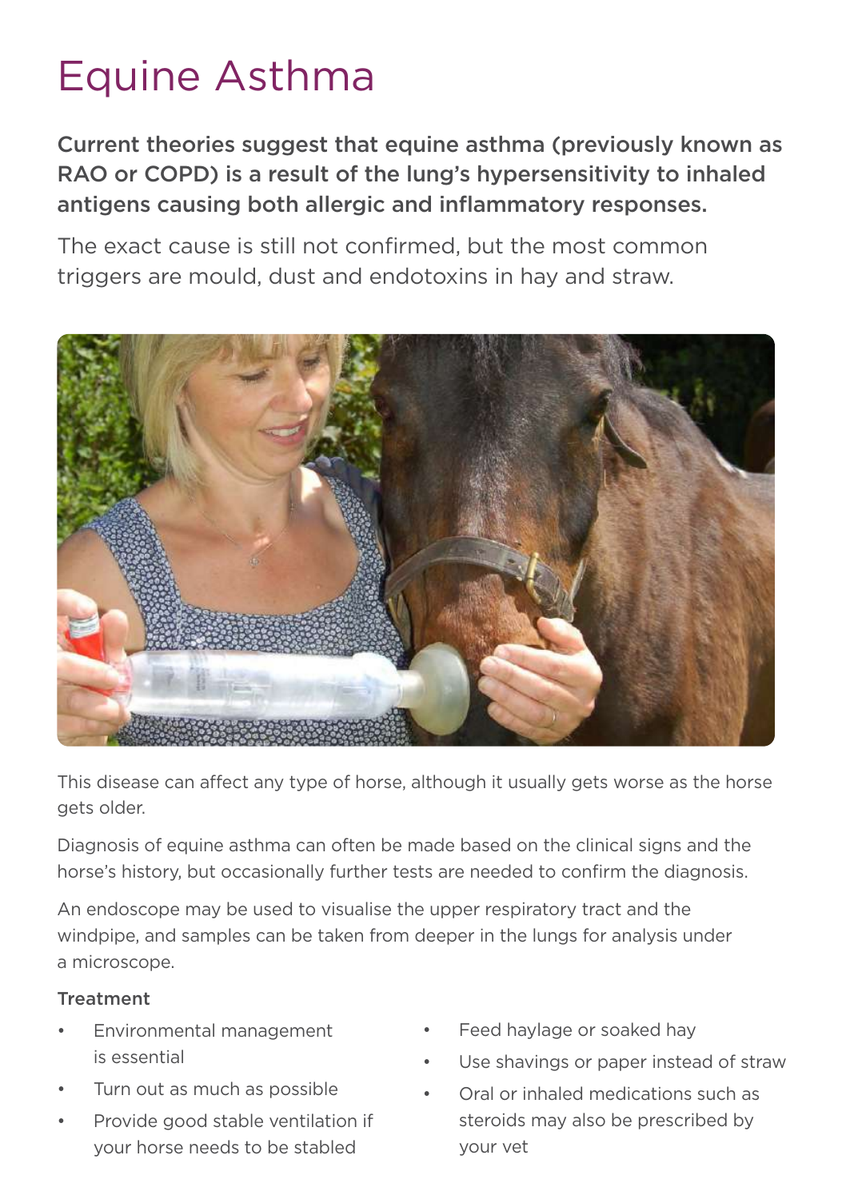# Equine Asthma

**Current theories suggest that equine asthma (previously known as RAO or COPD) is a result of the lung's hypersensitivity to inhaled antigens causing both allergic and inflammatory responses.**

The exact cause is still not confirmed, but the most common triggers are mould, dust and endotoxins in hay and straw.

This disease can affect any type of horse, although it usually gets worse as the horse gets older.

Diagnosis of equine asthma can often be made based on the clinical signs and the horse's history, but occasionally further tests are needed to confirm the diagnosis.

An endoscope may be used to visualise the upper respiratory tract and the windpipe, and samples can be taken from deeper in the lungs for analysis under a microscope.

### Treatment

- Environmental management is essential
- Turn out as much as possible
- Provide good stable ventilation if your horse needs to be stabled
- Feed haylage or soaked hay
- Use shavings or paper instead of straw
- Oral or inhaled medications such as steroids may also be prescribed by your vet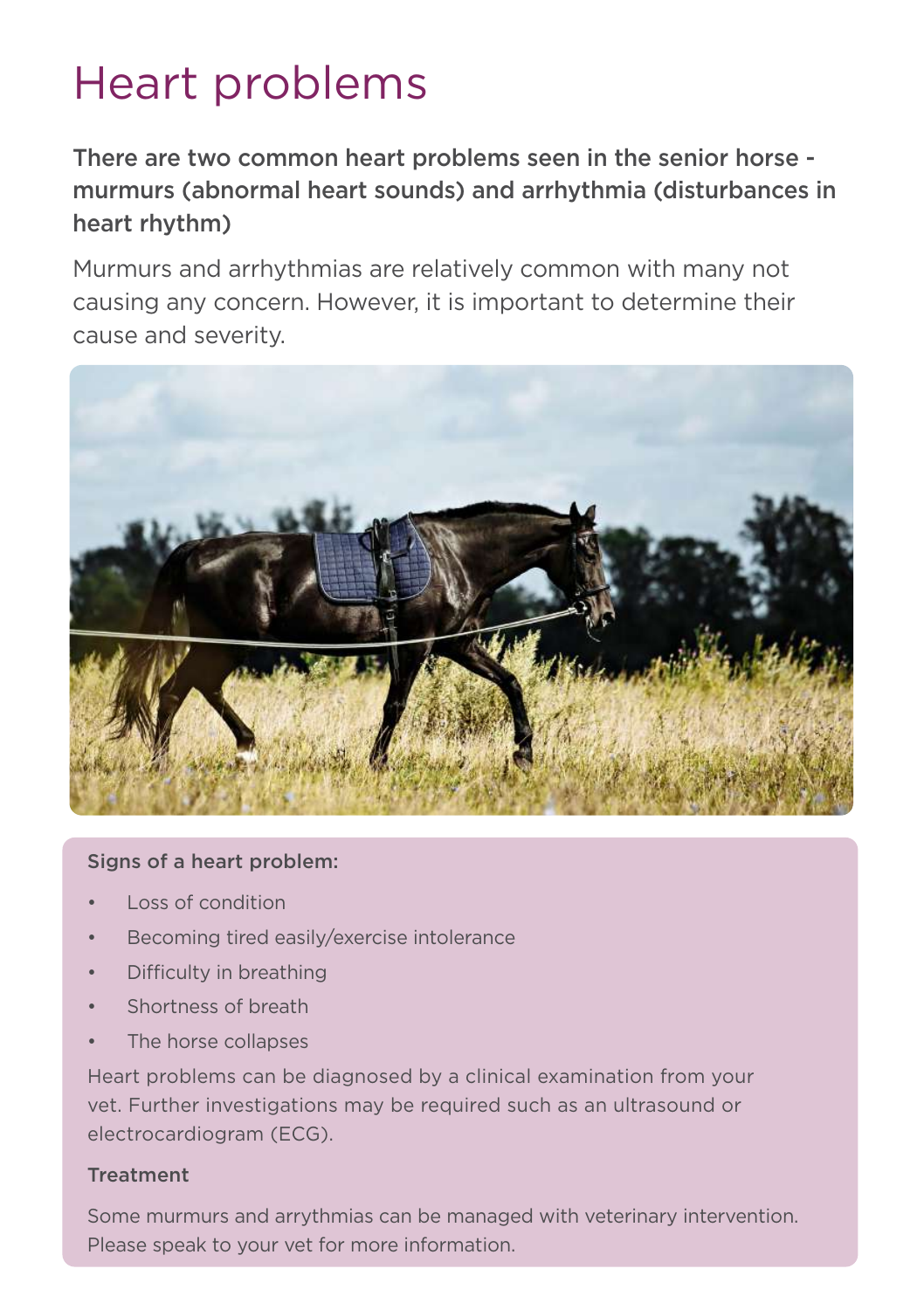# Heart problems

**There are two common heart problems seen in the senior horse - murmurs (abnormal heart sounds) and arrhythmia (disturbances in heart rhythm)**

Murmurs and arrhythmias are relatively common with many not causing any concern. However, it is important to determine their cause and severity.

**Signs of a heart problem:**

- Loss of condition
- Becoming tired easily/exercise intolerance
- Difficulty in breathing
- Shortness of breath
- The horse collapses

Heart problems can be diagnosed by a clinical examination from your vet. Further investigations may be required such as an ultrasound or electrocardiogram (ECG).

**Treatment**

Some murmurs and arrythmias can be managed with veterinary intervention. Please speak to your vet for more information.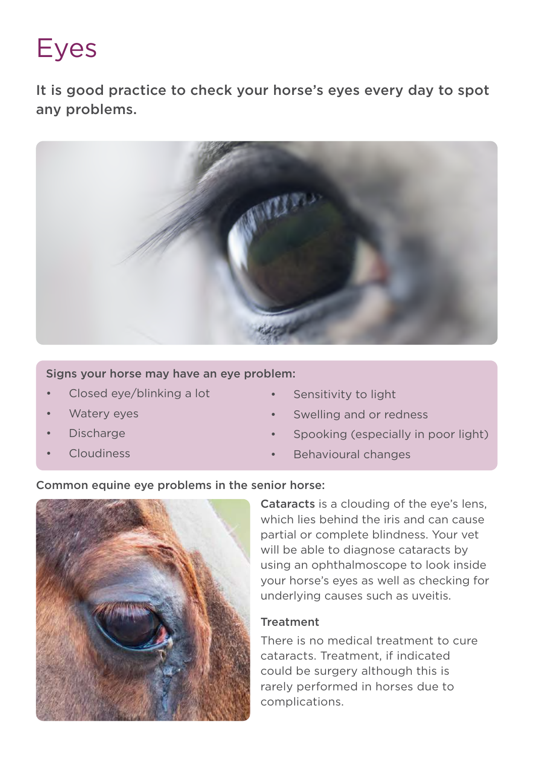# Eyes

**It is good practice to check your horse's eyes every day to spot any problems.**

**Signs your horse may have an eye problem:**

- Closed eye/blinking a lot
- Watery eyes
- Discharge
- Cloudiness
- Sensitivity to light
- Swelling and or redness
- Spooking (especially in poor light)
- Behavioural changes

**Common equine eye problems in the senior horse:**

**Cataracts** is a clouding of the eye's lens, which lies behind the iris and can cause partial or complete blindness. Your vet will be able to diagnose cataracts by using an ophthalmoscope to look inside your horse's eyes as well as checking for underlying causes such as uveitis.

### Treatment

There is no medical treatment to cure cataracts. Treatment, if indicated could be surgery although this is rarely performed in horses due to complications.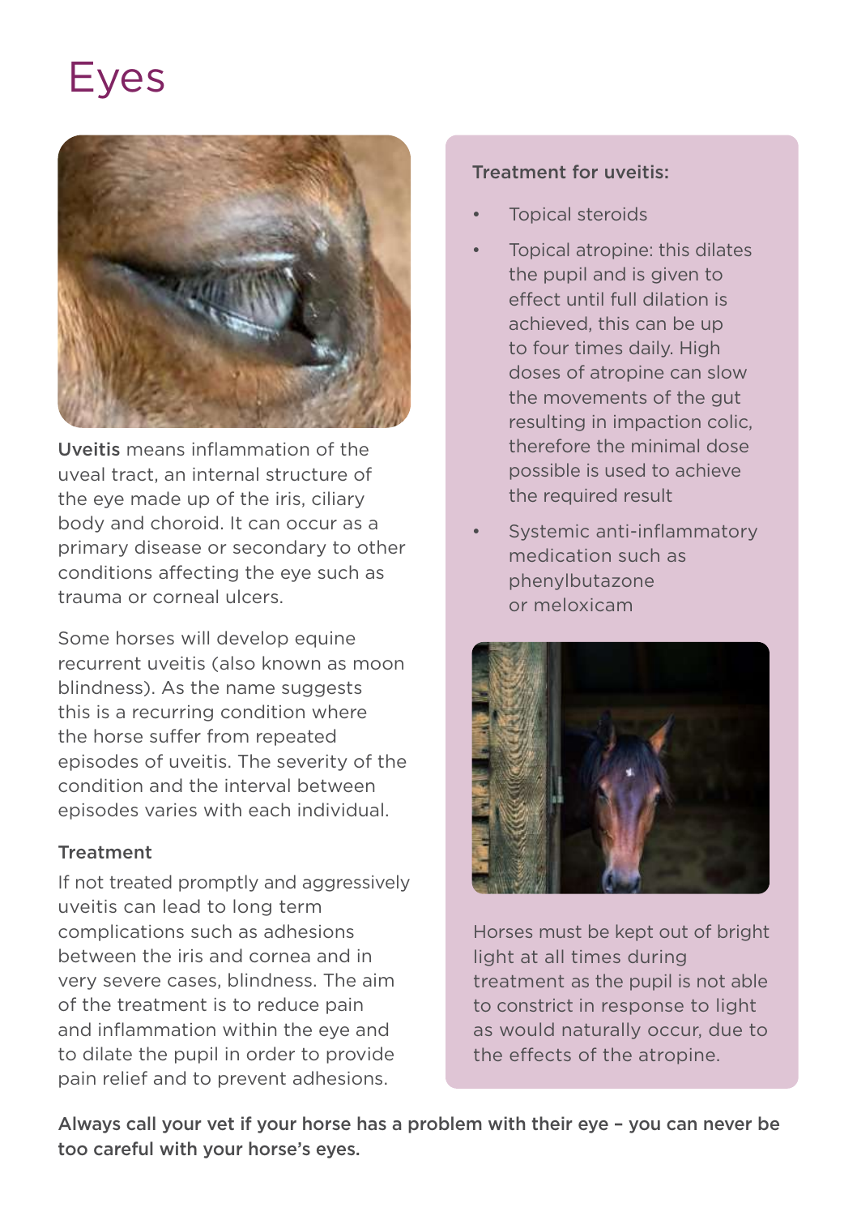# Eyes

**Uveitis** means inflammation of the uveal tract, an internal structure of the eye made up of the iris, ciliary body and choroid. It can occur as a primary disease or secondary to other conditions affecting the eye such as trauma or corneal ulcers.

Some horses will develop equine recurrent uveitis (also known as moon blindness). As the name suggests this is a recurring condition where the horse suffer from repeated episodes of uveitis. The severity of the condition and the interval between episodes varies with each individual.

### Treatment

If not treated promptly and aggressively uveitis can lead to long term complications such as adhesions between the iris and cornea and in very severe cases, blindness. The aim of the treatment is to reduce pain and inflammation within the eye and to dilate the pupil in order to provide pain relief and to prevent adhesions.

**Treatment for uveitis:**

- Topical steroids
- Topical atropine: this dilates the pupil and is given to effect until full dilation is achieved, this can be up to four times daily. High doses of atropine can slow the movements of the gut resulting in impaction colic, therefore the minimal dose possible is used to achieve the required result
- Systemic anti-inflammatory medication such as phenylbutazone or meloxicam

Horses must be kept out of bright light at all times during treatment as the pupil is not able to constrict in response to light as would naturally occur, due to the effects of the atropine.

**Always call your vet if your horse has a problem with their eye – you can never be too careful with your horse's eyes.**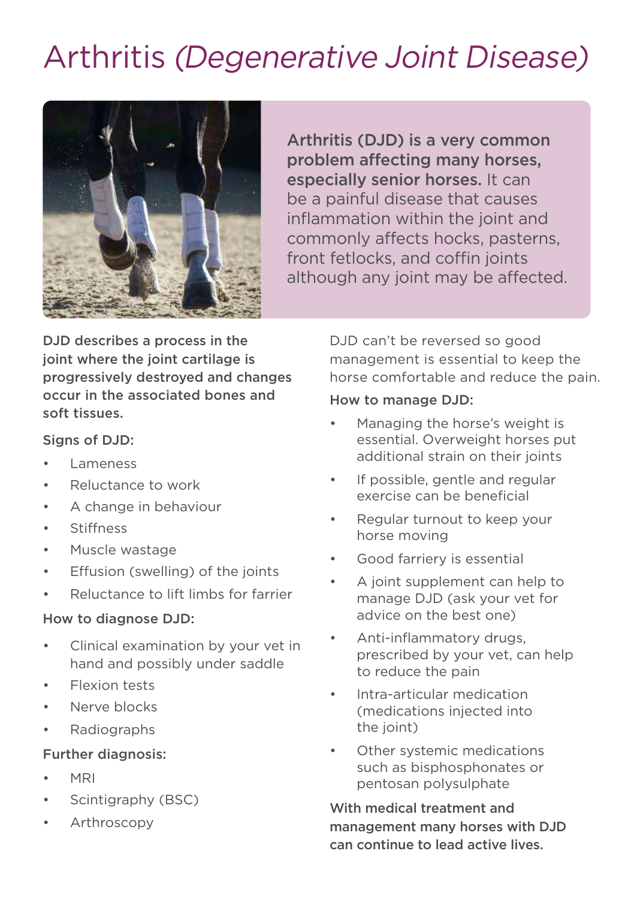# Arthritis *(Degenerative Joint Disease)*

**Arthritis (DJD) is a very common problem affecting many horses, especially senior horses.** It can be a painful disease that causes inflammation within the joint and commonly affects hocks, pasterns, front fetlocks, and coffin joints although any joint may be affected.

**DJD describes a process in the joint where the joint cartilage is progressively destroyed and changes occur in the associated bones and soft tissues.**

### Signs of DJD:

- Lameness
- Reluctance to work
- A change in behaviour
- Stiffness
- Muscle wastage
- Effusion (swelling) of the joints
- Reluctance to lift limbs for farrier

### How to diagnose DJD:

- Clinical examination by your vet in hand and possibly under saddle
- Flexion tests
- Nerve blocks
- Radiographs

### Further diagnosis:

- MRI
- Scintigraphy (BSC)
- Arthroscopy

DJD can't be reversed so good management is essential to keep the horse comfortable and reduce the pain.

### How to manage DJD:

- Managing the horse's weight is essential. Overweight horses put additional strain on their joints
- If possible, gentle and regular exercise can be beneficial
- Regular turnout to keep your horse moving
- Good farriery is essential
- A joint supplement can help to manage DJD (ask your vet for advice on the best one)
- Anti-inflammatory drugs, prescribed by your vet, can help to reduce the pain
- Intra-articular medication (medications injected into the joint)
- Other systemic medications such as bisphosphonates or pentosan polysulphate

**With medical treatment and management many horses with DJD can continue to lead active lives.**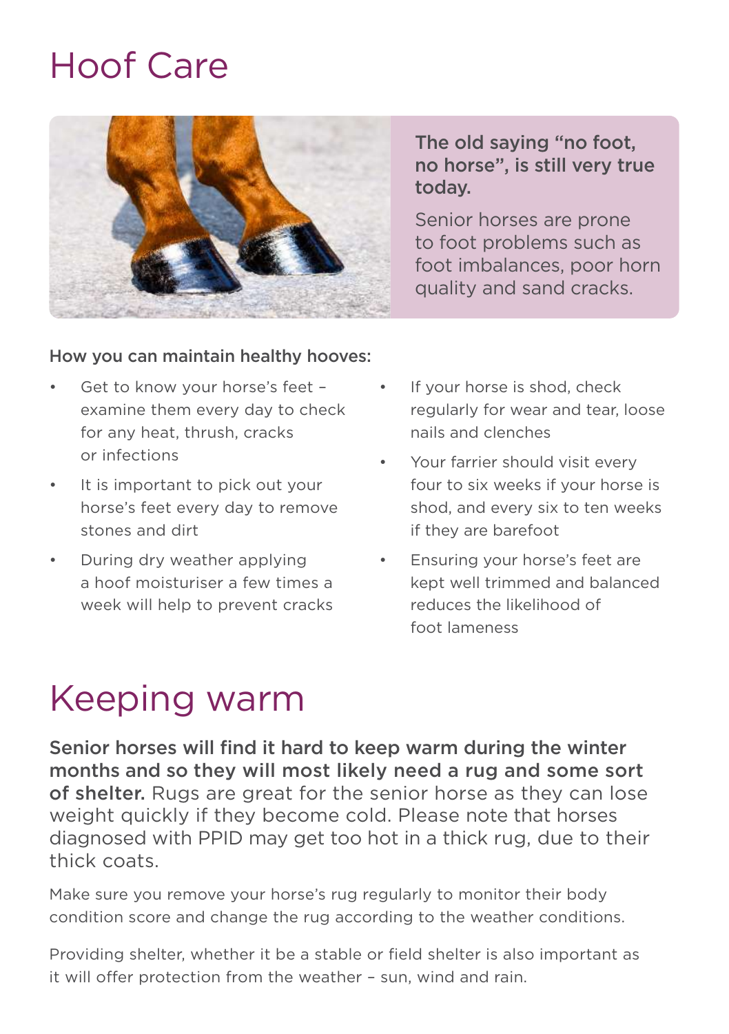# Hoof Care

**The old saying "no foot, no horse", is still very true today.**

Senior horses are prone to foot problems such as foot imbalances, poor horn quality and sand cracks.

**How you can maintain healthy hooves:**

- Get to know your horse's feet – examine them every day to check for any heat, thrush, cracks or infections
- It is important to pick out your horse's feet every day to remove stones and dirt
- During dry weather applying a hoof moisturiser a few times a week will help to prevent cracks
- If your horse is shod, check regularly for wear and tear, loose nails and clenches
- Your farrier should visit every four to six weeks if your horse is shod, and every six to ten weeks if they are barefoot
- Ensuring your horse's feet are kept well trimmed and balanced reduces the likelihood of foot lameness

# Keeping warm

**Senior horses will find it hard to keep warm during the winter months and so they will most likely need a rug and some sort of shelter.** Rugs are great for the senior horse as they can lose weight quickly if they become cold. Please note that horses diagnosed with PPID may get too hot in a thick rug, due to their thick coats.

Make sure you remove your horse's rug regularly to monitor their body condition score and change the rug according to the weather conditions.

Providing shelter, whether it be a stable or field shelter is also important as it will offer protection from the weather – sun, wind and rain.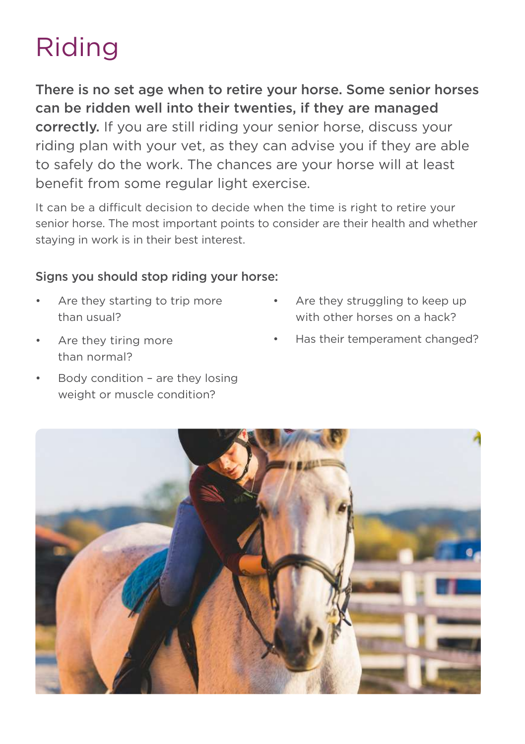# Riding

**There is no set age when to retire your horse. Some senior horses can be ridden well into their twenties, if they are managed correctly.** If you are still riding your senior horse, discuss your riding plan with your vet, as they can advise you if they are able to safely do the work. The chances are your horse will at least benefit from some regular light exercise.

It can be a difficult decision to decide when the time is right to retire your senior horse. The most important points to consider are their health and whether staying in work is in their best interest.

### Signs you should stop riding your horse:

- Are they starting to trip more than usual?
- Are they tiring more than normal?
- Body condition – are they losing weight or muscle condition?
- Are they struggling to keep up with other horses on a hack?
- Has their temperament changed?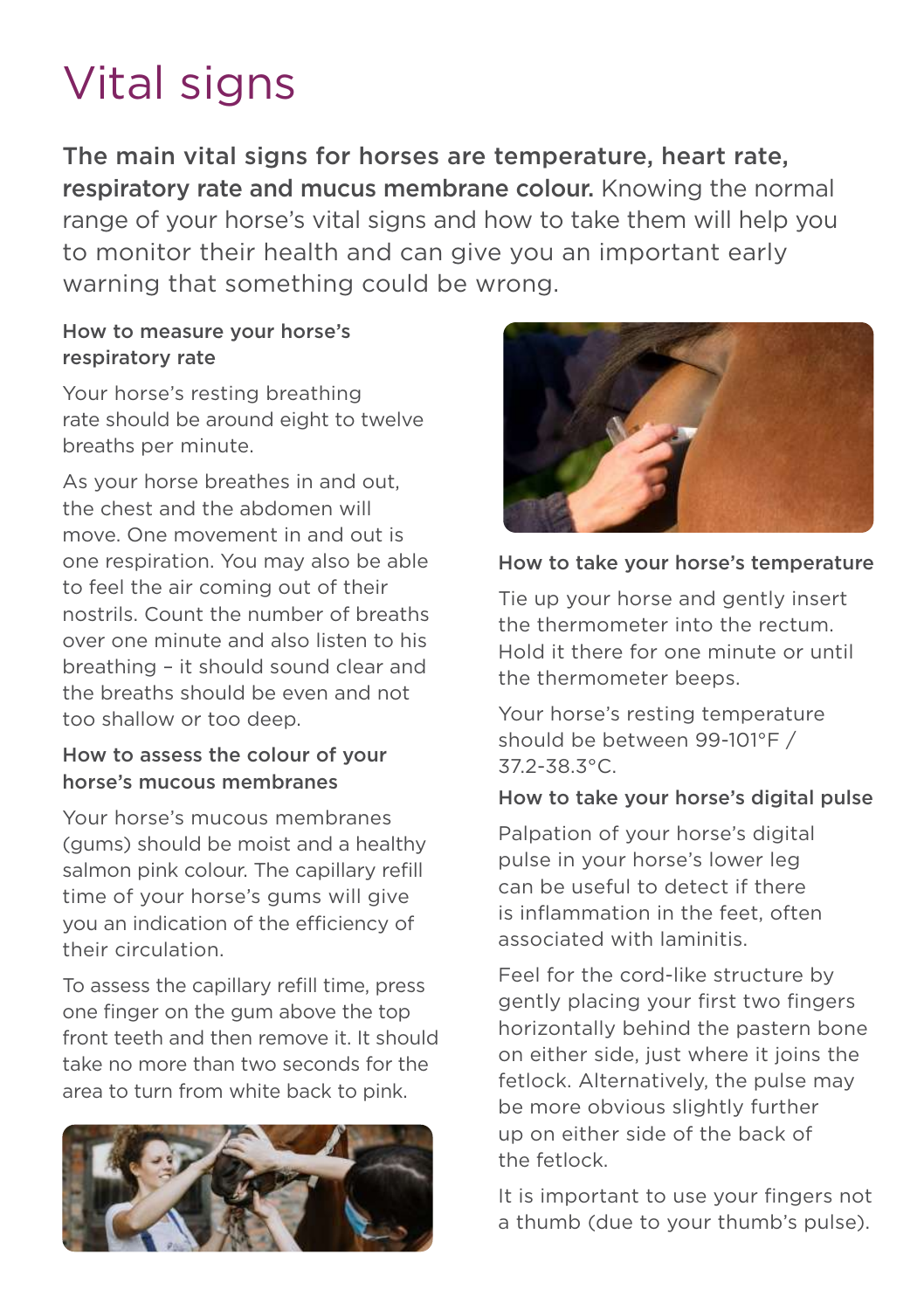# Vital signs

**The main vital signs for horses are temperature, heart rate, respiratory rate and mucus membrane colour.** Knowing the normal range of your horse's vital signs and how to take them will help you to monitor their health and can give you an important early warning that something could be wrong.

### How to measure your horse's respiratory rate

Your horse's resting breathing rate should be around eight to twelve breaths per minute.

As your horse breathes in and out, the chest and the abdomen will move. One movement in and out is one respiration. You may also be able to feel the air coming out of their nostrils. Count the number of breaths over one minute and also listen to his breathing – it should sound clear and the breaths should be even and not too shallow or too deep.

### How to assess the colour of your horse's mucous membranes

Your horse's mucous membranes (gums) should be moist and a healthy salmon pink colour. The capillary refill time of your horse's gums will give you an indication of the efficiency of their circulation.

To assess the capillary refill time, press one finger on the gum above the top front teeth and then remove it. It should take no more than two seconds for the area to turn from white back to pink.

### How to take your horse's temperature

Tie up your horse and gently insert the thermometer into the rectum. Hold it there for one minute or until the thermometer beeps.

Your horse's resting temperature should be between 99-101°F / 37.2-38.3°C.

### How to take your horse's digital pulse

Palpation of your horse's digital pulse in your horse's lower leg can be useful to detect if there is inflammation in the feet, often associated with laminitis.

Feel for the cord-like structure by gently placing your first two fingers horizontally behind the pastern bone on either side, just where it joins the fetlock. Alternatively, the pulse may be more obvious slightly further up on either side of the back of the fetlock.

It is important to use your fingers not a thumb (due to your thumb's pulse).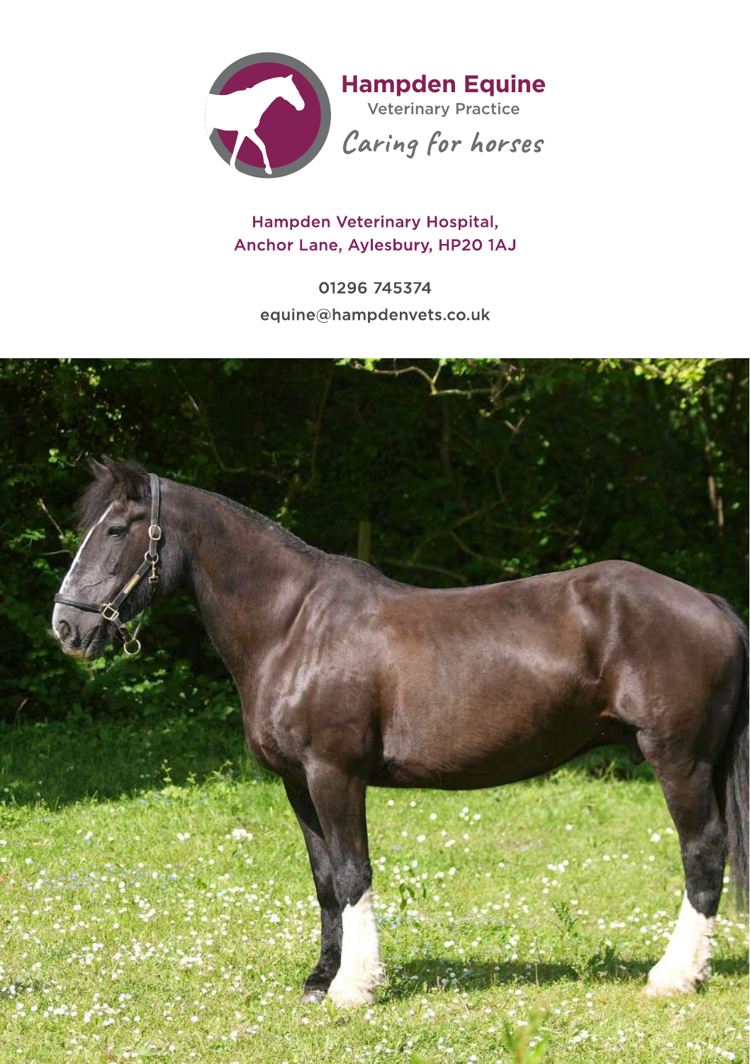**Hampden Equine**
Veterinary Practice

*Caring for horses*

Hampden Veterinary Hospital,
Anchor Lane, Aylesbury, HP20 1AJ

01296 745374
equine@hampdenvets.co.uk